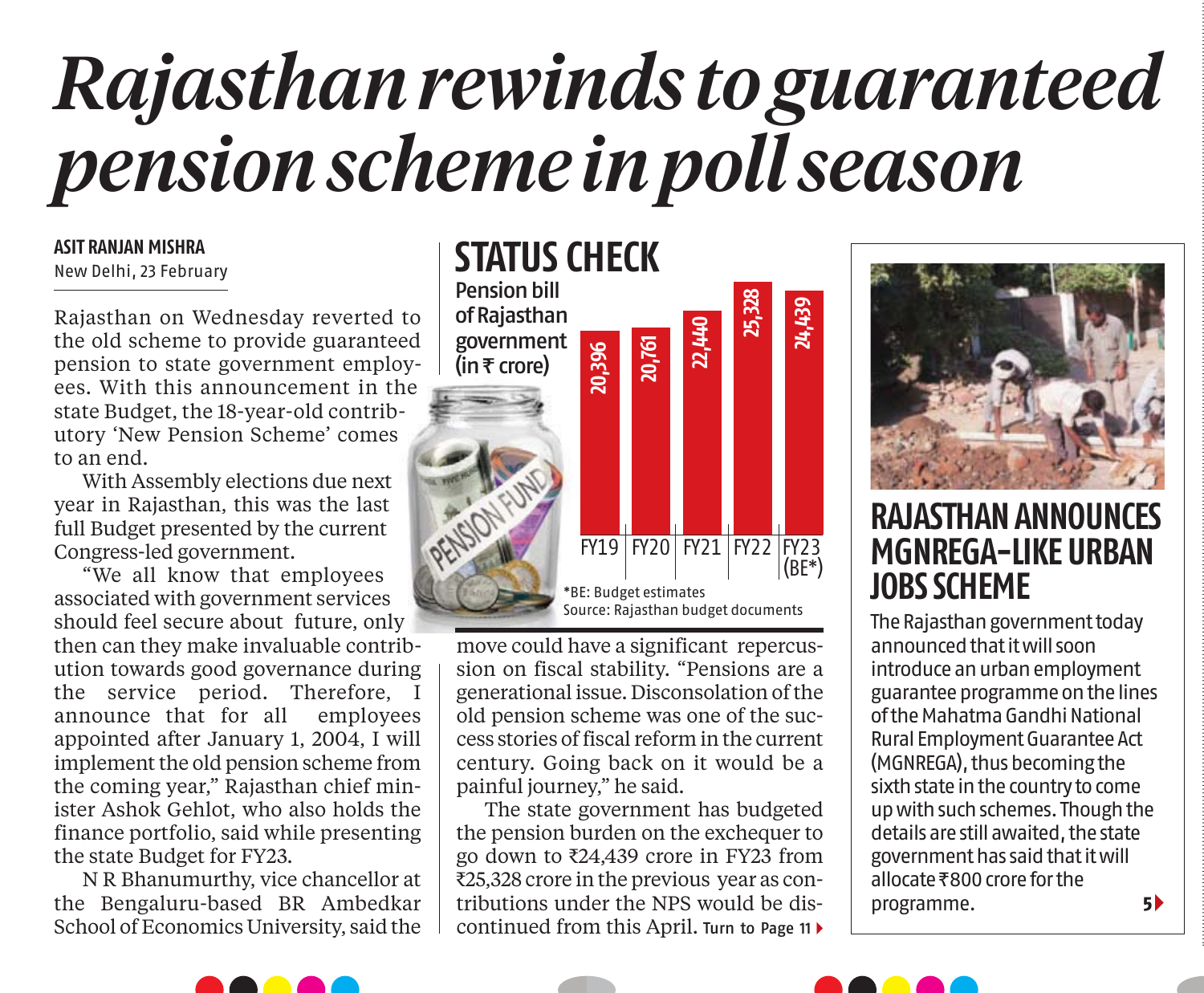# Rajasthan rewinds to guaranteed pension scheme in poll season

**ASIT RANJAN MISHRA**
New Delhi, 23 February

Rajasthan on Wednesday reverted to the old scheme to provide guaranteed pension to state government employees. With this announcement in the state Budget, the 18-year-old contributory 'New Pension Scheme' comes to an end.

With Assembly elections due next year in Rajasthan, this was the last full Budget presented by the current Congress-led government.

"We all know that employees associated with government services should feel secure about future, only then can they make invaluable contribution towards good governance during the service period. Therefore, I announce that for all employees appointed after January 1, 2004, I will implement the old pension scheme from the coming year," Rajasthan chief minister Ashok Gehlot, who also holds the finance portfolio, said while presenting the state Budget for FY23.

N R Bhanumurthy, vice chancellor at the Bengaluru-based BR Ambedkar School of Economics University, said the move could have a significant repercussion on fiscal stability. "Pensions are a generational issue. Disconsolation of the old pension scheme was one of the success stories of fiscal reform in the current century. Going back on it would be a painful journey," he said.

The state government has budgeted the pension burden on the exchequer to go down to ₹24,439 crore in FY23 from ₹25,328 crore in the previous year as contributions under the NPS would be discontinued from this April. Turn to Page 11 ▸

## STATUS CHECK

Pension bill of Rajasthan government (in ₹ crore)

| FY19 | FY20 | FY21 | FY22 | FY23 (BE*) |
|---|---|---|---|---|
| 20,396 | 20,761 | 22,440 | 25,328 | 24,439 |

*BE: Budget estimates
Source: Rajasthan budget documents

## RAJASTHAN ANNOUNCES MGNREGA-LIKE URBAN JOBS SCHEME

The Rajasthan government today announced that it will soon introduce an urban employment guarantee programme on the lines of the Mahatma Gandhi National Rural Employment Guarantee Act (MGNREGA), thus becoming the sixth state in the country to come up with such schemes. Though the details are still awaited, the state government has said that it will allocate ₹800 crore for the programme. 5 ▸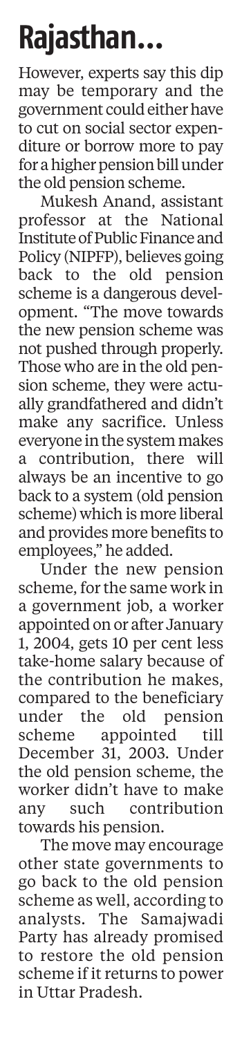# Rajasthan...

However, experts say this dip may be temporary and the government could either have to cut on social sector expenditure or borrow more to pay for a higher pension bill under the old pension scheme.

Mukesh Anand, assistant professor at the National Institute of Public Finance and Policy (NIPFP), believes going back to the old pension scheme is a dangerous development. "The move towards the new pension scheme was not pushed through properly. Those who are in the old pension scheme, they were actually grandfathered and didn't make any sacrifice. Unless everyone in the system makes a contribution, there will always be an incentive to go back to a system (old pension scheme) which is more liberal and provides more benefits to employees," he added.

Under the new pension scheme, for the same work in a government job, a worker appointed on or after January 1, 2004, gets 10 per cent less take-home salary because of the contribution he makes, compared to the beneficiary under the old pension scheme appointed till December 31, 2003. Under the old pension scheme, the worker didn't have to make any such contribution towards his pension.

The move may encourage other state governments to go back to the old pension scheme as well, according to analysts. The Samajwadi Party has already promised to restore the old pension scheme if it returns to power in Uttar Pradesh.